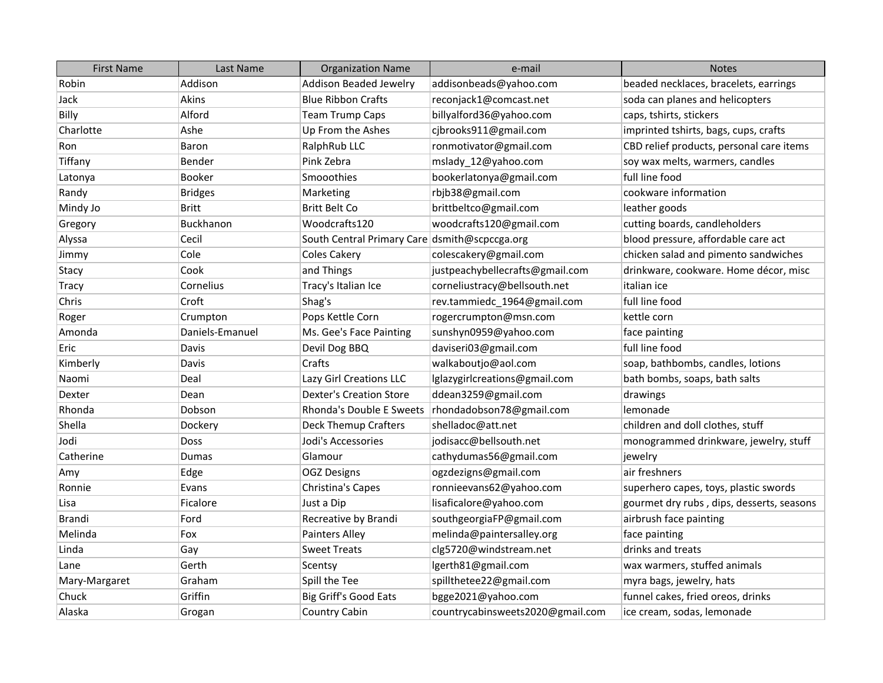| First Name | Last Name | Organization Name | e-mail | Notes |
|---|---|---|---|---|
| Robin | Addison | Addison Beaded Jewelry | addisonbeads@yahoo.com | beaded necklaces, bracelets, earrings |
| Jack | Akins | Blue Ribbon Crafts | reconjack1@comcast.net | soda can planes and helicopters |
| Billy | Alford | Team Trump Caps | billyalford36@yahoo.com | caps, tshirts, stickers |
| Charlotte | Ashe | Up From the Ashes | cjbrooks911@gmail.com | imprinted tshirts, bags, cups, crafts |
| Ron | Baron | RalphRub LLC | ronmotivator@gmail.com | CBD relief products, personal care items |
| Tiffany | Bender | Pink Zebra | mslady_12@yahoo.com | soy wax melts, warmers, candles |
| Latonya | Booker | Smooothies | bookerlatonya@gmail.com | full line food |
| Randy | Bridges | Marketing | rbjb38@gmail.com | cookware information |
| Mindy Jo | Britt | Britt Belt Co | brittbeltco@gmail.com | leather goods |
| Gregory | Buckhanon | Woodcrafts120 | woodcrafts120@gmail.com | cutting boards, candleholders |
| Alyssa | Cecil | South Central Primary Care | dsmith@scpccga.org | blood pressure, affordable care act |
| Jimmy | Cole | Coles Cakery | colescakery@gmail.com | chicken salad and pimento sandwiches |
| Stacy | Cook | and Things | justpeachybellecrafts@gmail.com | drinkware, cookware. Home décor, misc |
| Tracy | Cornelius | Tracy's Italian Ice | corneliustracy@bellsouth.net | italian ice |
| Chris | Croft | Shag's | rev.tammiedc_1964@gmail.com | full line food |
| Roger | Crumpton | Pops Kettle Corn | rogercrumpton@msn.com | kettle corn |
| Amonda | Daniels-Emanuel | Ms. Gee's Face Painting | sunshyn0959@yahoo.com | face painting |
| Eric | Davis | Devil Dog BBQ | daviseri03@gmail.com | full line food |
| Kimberly | Davis | Crafts | walkaboutjo@aol.com | soap, bathbombs, candles, lotions |
| Naomi | Deal | Lazy Girl Creations LLC | lglazygirlcreations@gmail.com | bath bombs, soaps, bath salts |
| Dexter | Dean | Dexter's Creation Store | ddean3259@gmail.com | drawings |
| Rhonda | Dobson | Rhonda's Double E Sweets | rhondadobson78@gmail.com | lemonade |
| Shella | Dockery | Deck Themup Crafters | shelladoc@att.net | children and doll clothes, stuff |
| Jodi | Doss | Jodi's Accessories | jodisacc@bellsouth.net | monogrammed drinkware, jewelry, stuff |
| Catherine | Dumas | Glamour | cathydumas56@gmail.com | jewelry |
| Amy | Edge | OGZ Designs | ogzdezigns@gmail.com | air freshners |
| Ronnie | Evans | Christina's Capes | ronnieevans62@yahoo.com | superhero capes, toys, plastic swords |
| Lisa | Ficalore | Just a Dip | lisaficalore@yahoo.com | gourmet dry rubs , dips, desserts, seasons |
| Brandi | Ford | Recreative by Brandi | southgeorgiaFP@gmail.com | airbrush face painting |
| Melinda | Fox | Painters Alley | melinda@paintersalley.org | face painting |
| Linda | Gay | Sweet Treats | clg5720@windstream.net | drinks and treats |
| Lane | Gerth | Scentsy | lgerth81@gmail.com | wax warmers, stuffed animals |
| Mary-Margaret | Graham | Spill the Tee | spillthetee22@gmail.com | myra bags, jewelry, hats |
| Chuck | Griffin | Big Griff's Good Eats | bgge2021@yahoo.com | funnel cakes, fried oreos, drinks |
| Alaska | Grogan | Country Cabin | countrycabinsweets2020@gmail.com | ice cream, sodas, lemonade |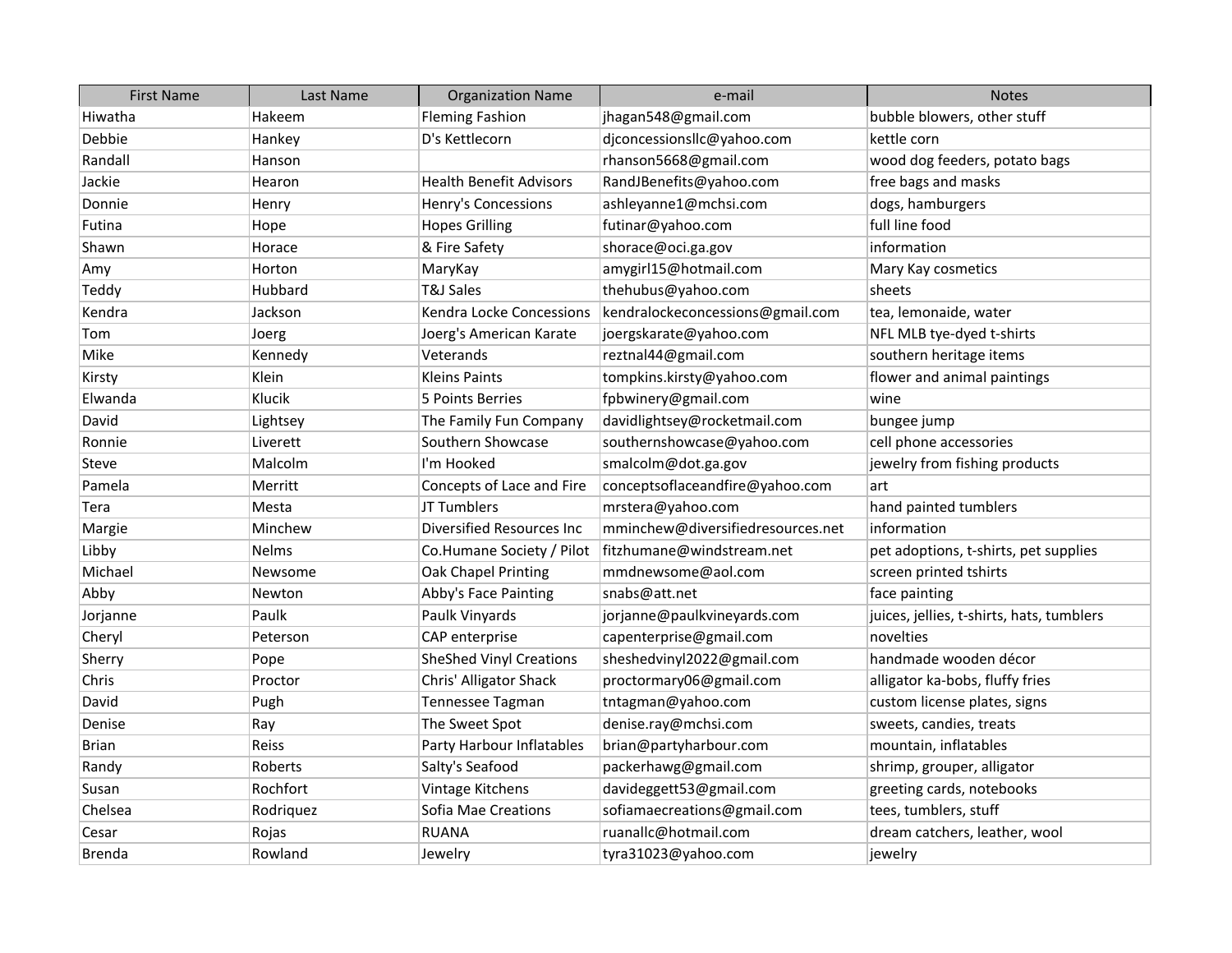| First Name | Last Name | Organization Name | e-mail | Notes |
|---|---|---|---|---|
| Hiwatha | Hakeem | Fleming Fashion | jhagan548@gmail.com | bubble blowers, other stuff |
| Debbie | Hankey | D's Kettlecorn | djconcessionsllc@yahoo.com | kettle corn |
| Randall | Hanson | | rhanson5668@gmail.com | wood dog feeders, potato bags |
| Jackie | Hearon | Health Benefit Advisors | RandJBenefits@yahoo.com | free bags and masks |
| Donnie | Henry | Henry's Concessions | ashleyanne1@mchsi.com | dogs, hamburgers |
| Futina | Hope | Hopes Grilling | futinar@yahoo.com | full line food |
| Shawn | Horace | & Fire Safety | shorace@oci.ga.gov | information |
| Amy | Horton | MaryKay | amygirl15@hotmail.com | Mary Kay cosmetics |
| Teddy | Hubbard | T&J Sales | thehubus@yahoo.com | sheets |
| Kendra | Jackson | Kendra Locke Concessions | kendralockeconcessions@gmail.com | tea, lemonaide, water |
| Tom | Joerg | Joerg's American Karate | joergskarate@yahoo.com | NFL MLB tye-dyed t-shirts |
| Mike | Kennedy | Veterands | reztnal44@gmail.com | southern heritage items |
| Kirsty | Klein | Kleins Paints | tompkins.kirsty@yahoo.com | flower and animal paintings |
| Elwanda | Klucik | 5 Points Berries | fpbwinery@gmail.com | wine |
| David | Lightsey | The Family Fun Company | davidlightsey@rocketmail.com | bungee jump |
| Ronnie | Liverett | Southern Showcase | southernshowcase@yahoo.com | cell phone accessories |
| Steve | Malcolm | I'm Hooked | smalcolm@dot.ga.gov | jewelry from fishing products |
| Pamela | Merritt | Concepts of Lace and Fire | conceptsoflaceandfire@yahoo.com | art |
| Tera | Mesta | JT Tumblers | mrstera@yahoo.com | hand painted tumblers |
| Margie | Minchew | Diversified Resources Inc | mminchew@diversifiedresources.net | information |
| Libby | Nelms | Co.Humane Society / Pilot | fitzhumane@windstream.net | pet adoptions, t-shirts, pet supplies |
| Michael | Newsome | Oak Chapel Printing | mmdnewsome@aol.com | screen printed tshirts |
| Abby | Newton | Abby's Face Painting | snabs@att.net | face painting |
| Jorjanne | Paulk | Paulk Vinyards | jorjanne@paulkvineyards.com | juices, jellies, t-shirts, hats, tumblers |
| Cheryl | Peterson | CAP enterprise | capenterprise@gmail.com | novelties |
| Sherry | Pope | SheShed Vinyl Creations | sheshedvinyl2022@gmail.com | handmade wooden décor |
| Chris | Proctor | Chris' Alligator Shack | proctormary06@gmail.com | alligator ka-bobs, fluffy fries |
| David | Pugh | Tennessee Tagman | tntagman@yahoo.com | custom license plates, signs |
| Denise | Ray | The Sweet Spot | denise.ray@mchsi.com | sweets, candies, treats |
| Brian | Reiss | Party Harbour Inflatables | brian@partyharbour.com | mountain, inflatables |
| Randy | Roberts | Salty's Seafood | packerhawg@gmail.com | shrimp, grouper, alligator |
| Susan | Rochfort | Vintage Kitchens | davideggett53@gmail.com | greeting cards, notebooks |
| Chelsea | Rodriquez | Sofia Mae Creations | sofiamaecreations@gmail.com | tees, tumblers, stuff |
| Cesar | Rojas | RUANA | ruanallc@hotmail.com | dream catchers, leather, wool |
| Brenda | Rowland | Jewelry | tyra31023@yahoo.com | jewelry |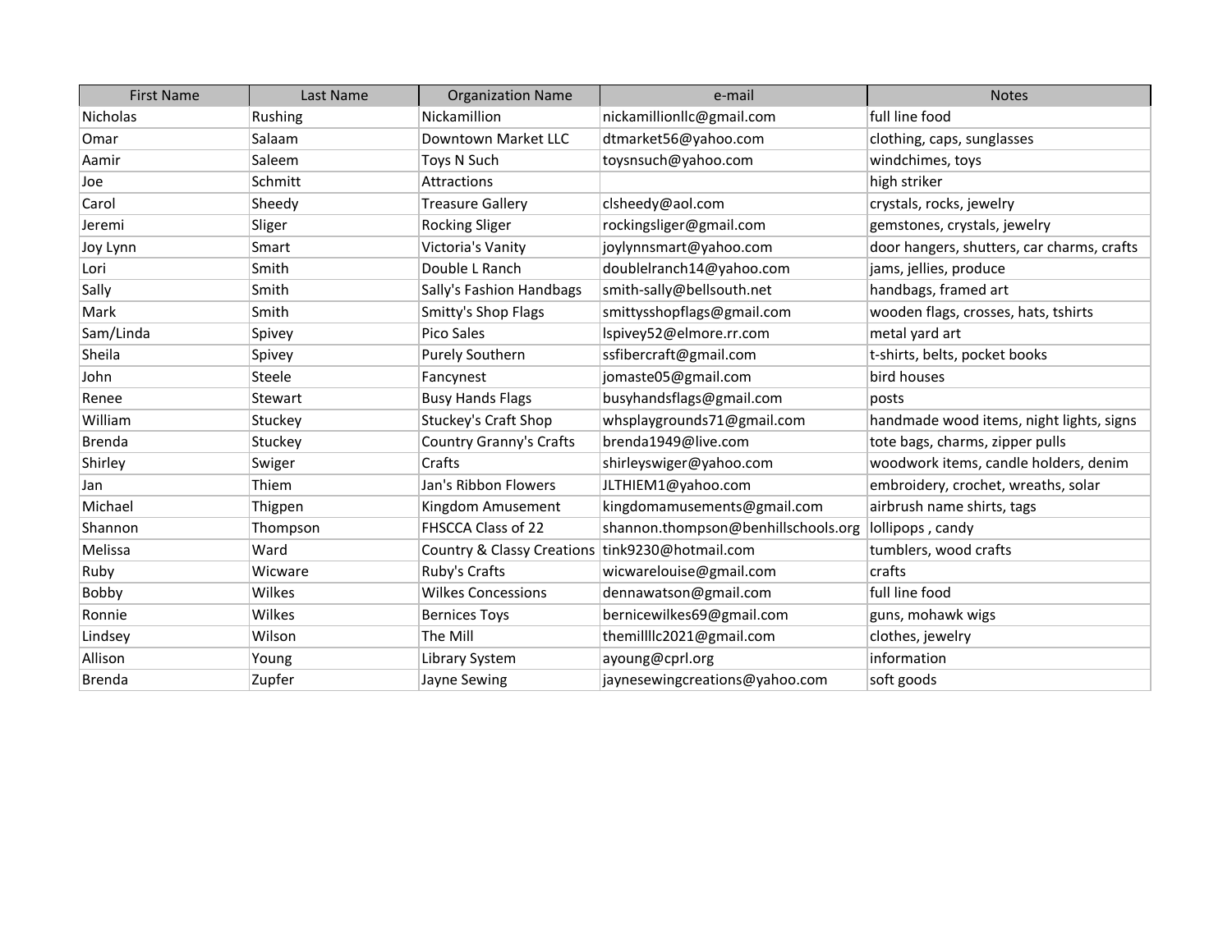| First Name | Last Name | Organization Name | e-mail | Notes |
|---|---|---|---|---|
| Nicholas | Rushing | Nickamillion | nickamillionllc@gmail.com | full line food |
| Omar | Salaam | Downtown Market LLC | dtmarket56@yahoo.com | clothing, caps, sunglasses |
| Aamir | Saleem | Toys N Such | toysnsuch@yahoo.com | windchimes, toys |
| Joe | Schmitt | Attractions | | high striker |
| Carol | Sheedy | Treasure Gallery | clsheedy@aol.com | crystals, rocks, jewelry |
| Jeremi | Sliger | Rocking Sliger | rockingsliger@gmail.com | gemstones, crystals, jewelry |
| Joy Lynn | Smart | Victoria's Vanity | joylynnsmart@yahoo.com | door hangers, shutters, car charms, crafts |
| Lori | Smith | Double L Ranch | doublelranch14@yahoo.com | jams, jellies, produce |
| Sally | Smith | Sally's Fashion Handbags | smith-sally@bellsouth.net | handbags, framed art |
| Mark | Smith | Smitty's Shop Flags | smittysshopflags@gmail.com | wooden flags, crosses, hats, tshirts |
| Sam/Linda | Spivey | Pico Sales | lspivey52@elmore.rr.com | metal yard art |
| Sheila | Spivey | Purely Southern | ssfibercraft@gmail.com | t-shirts, belts, pocket books |
| John | Steele | Fancynest | jomaste05@gmail.com | bird houses |
| Renee | Stewart | Busy Hands Flags | busyhandsflags@gmail.com | posts |
| William | Stuckey | Stuckey's Craft Shop | whsplaygrounds71@gmail.com | handmade wood items, night lights, signs |
| Brenda | Stuckey | Country Granny's Crafts | brenda1949@live.com | tote bags, charms, zipper pulls |
| Shirley | Swiger | Crafts | shirleyswiger@yahoo.com | woodwork items, candle holders, denim |
| Jan | Thiem | Jan's Ribbon Flowers | JLTHIEM1@yahoo.com | embroidery, crochet, wreaths, solar |
| Michael | Thigpen | Kingdom Amusement | kingdomamusements@gmail.com | airbrush name shirts, tags |
| Shannon | Thompson | FHSCCA Class of 22 | shannon.thompson@benhillschools.org | lollipops , candy |
| Melissa | Ward | Country & Classy Creations | tink9230@hotmail.com | tumblers, wood crafts |
| Ruby | Wicware | Ruby's Crafts | wicwarelouise@gmail.com | crafts |
| Bobby | Wilkes | Wilkes Concessions | dennawatson@gmail.com | full line food |
| Ronnie | Wilkes | Bernices Toys | bernicewilkes69@gmail.com | guns, mohawk wigs |
| Lindsey | Wilson | The Mill | themillllc2021@gmail.com | clothes, jewelry |
| Allison | Young | Library System | ayoung@cprl.org | information |
| Brenda | Zupfer | Jayne Sewing | jaynesewingcreations@yahoo.com | soft goods |